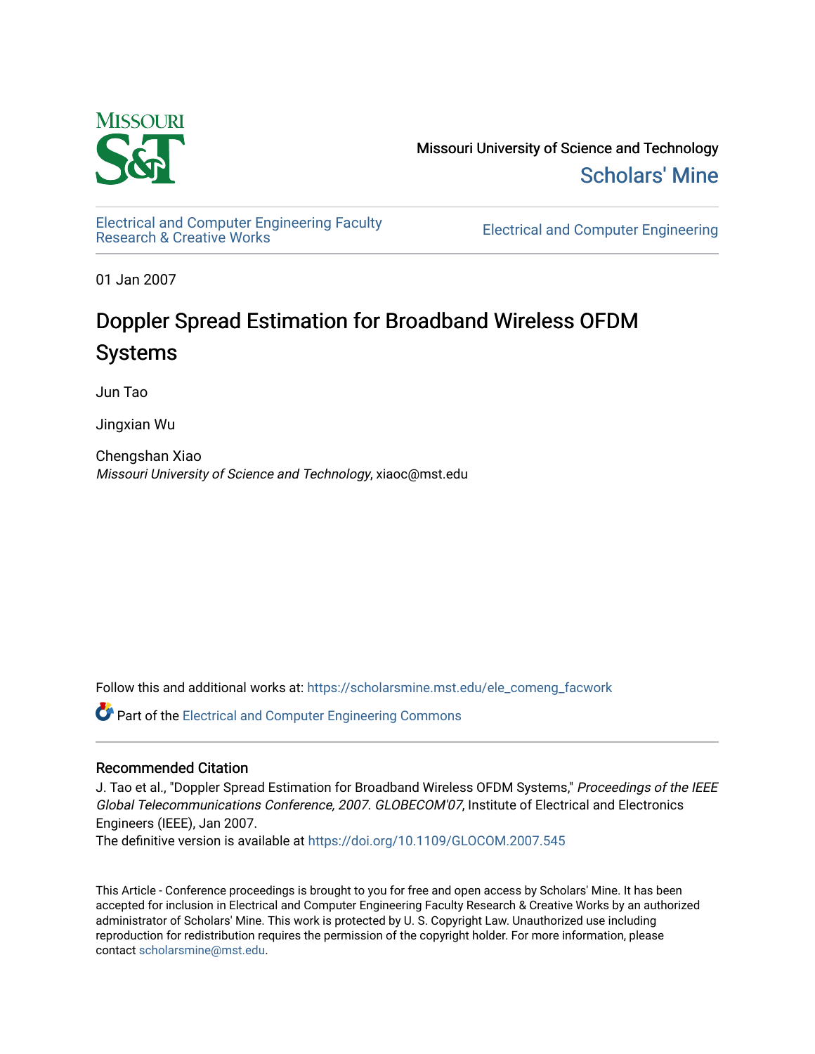Missouri University of Science and Technology

Scholars' Mine

Electrical and Computer Engineering Faculty Research & Creative Works

Electrical and Computer Engineering

01 Jan 2007

# Doppler Spread Estimation for Broadband Wireless OFDM Systems

Jun Tao

Jingxian Wu

Chengshan Xiao
*Missouri University of Science and Technology*, xiaoc@mst.edu

Follow this and additional works at: https://scholarsmine.mst.edu/ele_comeng_facwork

Part of the Electrical and Computer Engineering Commons

## Recommended Citation

J. Tao et al., "Doppler Spread Estimation for Broadband Wireless OFDM Systems," *Proceedings of the IEEE Global Telecommunications Conference, 2007. GLOBECOM'07*, Institute of Electrical and Electronics Engineers (IEEE), Jan 2007.

The definitive version is available at https://doi.org/10.1109/GLOCOM.2007.545

This Article - Conference proceedings is brought to you for free and open access by Scholars' Mine. It has been accepted for inclusion in Electrical and Computer Engineering Faculty Research & Creative Works by an authorized administrator of Scholars' Mine. This work is protected by U. S. Copyright Law. Unauthorized use including reproduction for redistribution requires the permission of the copyright holder. For more information, please contact scholarsmine@mst.edu.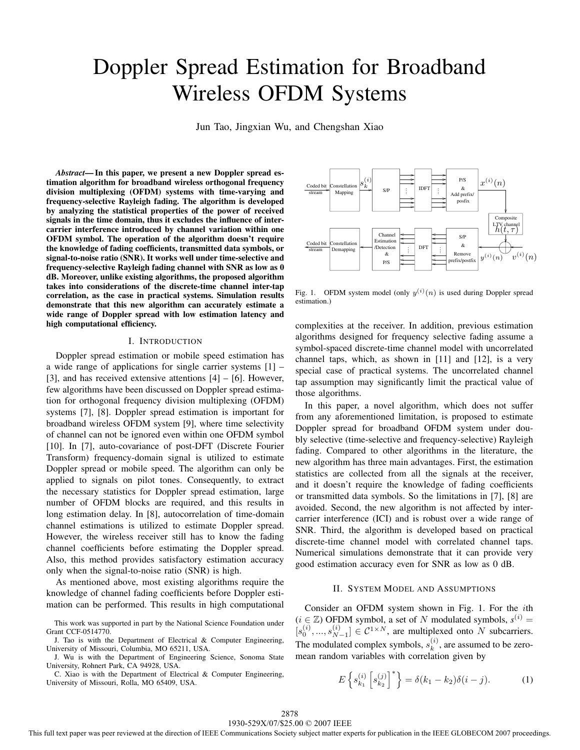# Doppler Spread Estimation for Broadband Wireless OFDM Systems

Jun Tao, Jingxian Wu, and Chengshan Xiao

***Abstract*— In this paper, we present a new Doppler spread estimation algorithm for broadband wireless orthogonal frequency division multiplexing (OFDM) systems with time-varying and frequency-selective Rayleigh fading. The algorithm is developed by analyzing the statistical properties of the power of received signals in the time domain, thus it excludes the influence of inter-carrier interference introduced by channel variation within one OFDM symbol. The operation of the algorithm doesn't require the knowledge of fading coefficients, transmitted data symbols, or signal-to-noise ratio (SNR). It works well under time-selective and frequency-selective Rayleigh fading channel with SNR as low as 0 dB. Moreover, unlike existing algorithms, the proposed algorithm takes into considerations of the discrete-time channel inter-tap correlation, as the case in practical systems. Simulation results demonstrate that this new algorithm can accurately estimate a wide range of Doppler spread with low estimation latency and high computational efficiency.**

## I. Introduction

Doppler spread estimation or mobile speed estimation has a wide range of applications for single carrier systems [1] – [3], and has received extensive attentions [4] – [6]. However, few algorithms have been discussed on Doppler spread estimation for orthogonal frequency division multiplexing (OFDM) systems [7], [8]. Doppler spread estimation is important for broadband wireless OFDM system [9], where time selectivity of channel can not be ignored even within one OFDM symbol [10]. In [7], auto-covariance of post-DFT (Discrete Fourier Transform) frequency-domain signal is utilized to estimate Doppler spread or mobile speed. The algorithm can only be applied to signals on pilot tones. Consequently, to extract the necessary statistics for Doppler spread estimation, large number of OFDM blocks are required, and this results in long estimation delay. In [8], autocorrelation of time-domain channel estimations is utilized to estimate Doppler spread. However, the wireless receiver still has to know the fading channel coefficients before estimating the Doppler spread. Also, this method provides satisfactory estimation accuracy only when the signal-to-noise ratio (SNR) is high.

As mentioned above, most existing algorithms require the knowledge of channel fading coefficients before Doppler estimation can be performed. This results in high computational complexities at the receiver. In addition, previous estimation algorithms designed for frequency selective fading assume a symbol-spaced discrete-time channel model with uncorrelated channel taps, which, as shown in [11] and [12], is a very special case of practical systems. The uncorrelated channel tap assumption may significantly limit the practical value of those algorithms.

In this paper, a novel algorithm, which does not suffer from any aforementioned limitation, is proposed to estimate Doppler spread for broadband OFDM system under doubly selective (time-selective and frequency-selective) Rayleigh fading. Compared to other algorithms in the literature, the new algorithm has three main advantages. First, the estimation statistics are collected from all the signals at the receiver, and it doesn't require the knowledge of fading coefficients or transmitted data symbols. So the limitations in [7], [8] are avoided. Second, the new algorithm is not affected by inter-carrier interference (ICI) and is robust over a wide range of SNR. Third, the algorithm is developed based on practical discrete-time channel model with correlated channel taps. Numerical simulations demonstrate that it can provide very good estimation accuracy even for SNR as low as 0 dB.

This work was supported in part by the National Science Foundation under Grant CCF-0514770.

J. Tao is with the Department of Electrical & Computer Engineering, University of Missouri, Columbia, MO 65211, USA.

J. Wu is with the Department of Engineering Science, Sonoma State University, Rohnert Park, CA 94928, USA.

C. Xiao is with the Department of Electrical & Computer Engineering, University of Missouri, Rolla, MO 65409, USA.

Fig. 1. OFDM system model (only $y^{(i)}(n)$ is used during Doppler spread estimation.)

## II. System Model and Assumptions

Consider an OFDM system shown in Fig. 1. For the $i$th ($i \in \mathbb{Z}$) OFDM symbol, a set of $N$ modulated symbols, $s^{(i)} = [s_0^{(i)}, ..., s_{N-1}^{(i)}] \in \mathcal{C}^{1\times N}$, are multiplexed onto $N$ subcarriers. The modulated complex symbols, $s_k^{(i)}$, are assumed to be zero-mean random variables with correlation given by

$$E\left\{ s_{k_1}^{(i)} \left[ s_{k_2}^{(j)} \right]^* \right\} = \delta(k_1 - k_2)\delta(i - j). \tag{1}$$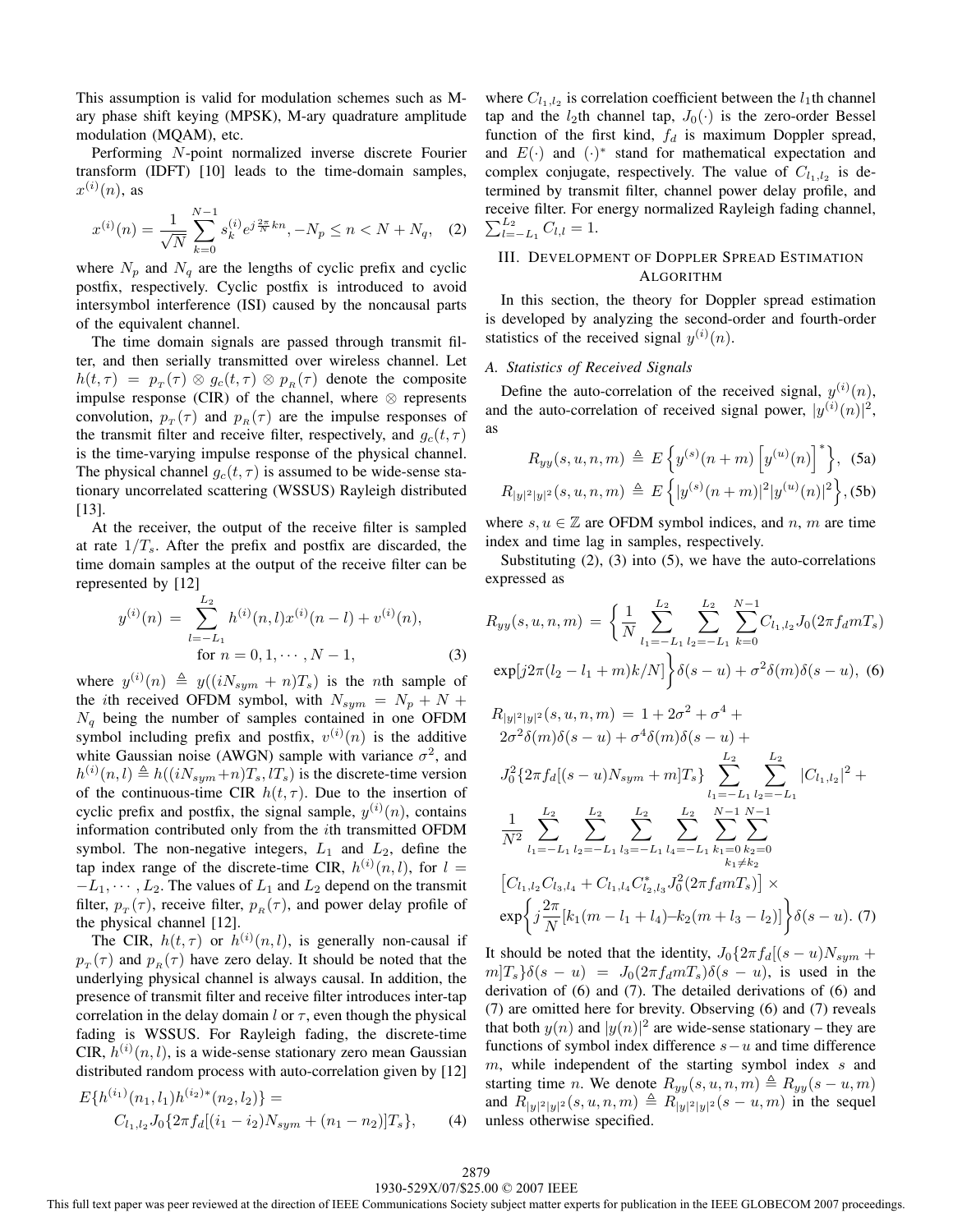This assumption is valid for modulation schemes such as M-ary phase shift keying (MPSK), M-ary quadrature amplitude modulation (MQAM), etc.

Performing $N$-point normalized inverse discrete Fourier transform (IDFT) [10] leads to the time-domain samples, $x^{(i)}(n)$, as

$$x^{(i)}(n) = \frac{1}{\sqrt{N}} \sum_{k=0}^{N-1} s_k^{(i)} e^{j\frac{2\pi}{N}kn}, -N_p \le n < N + N_q, \quad (2)$$

where $N_p$ and $N_q$ are the lengths of cyclic prefix and cyclic postfix, respectively. Cyclic postfix is introduced to avoid intersymbol interference (ISI) caused by the noncausal parts of the equivalent channel.

The time domain signals are passed through transmit filter, and then serially transmitted over wireless channel. Let $h(t, \tau) = p_T(\tau) \otimes g_c(t, \tau) \otimes p_R(\tau)$ denote the composite impulse response (CIR) of the channel, where $\otimes$ represents convolution, $p_T(\tau)$ and $p_R(\tau)$ are the impulse responses of the transmit filter and receive filter, respectively, and $g_c(t, \tau)$ is the time-varying impulse response of the physical channel. The physical channel $g_c(t, \tau)$ is assumed to be wide-sense stationary uncorrelated scattering (WSSUS) Rayleigh distributed [13].

At the receiver, the output of the receive filter is sampled at rate $1/T_s$. After the prefix and postfix are discarded, the time domain samples at the output of the receive filter can be represented by [12]

$$y^{(i)}(n) = \sum_{l=-L_1}^{L_2} h^{(i)}(n, l) x^{(i)}(n - l) + v^{(i)}(n), \quad \text{for } n = 0, 1, \cdots, N - 1, \quad (3)$$

where $y^{(i)}(n) \triangleq y((iN_{sym} + n)T_s)$ is the $n$th sample of the $i$th received OFDM symbol, with $N_{sym} = N_p + N + N_q$ being the number of samples contained in one OFDM symbol including prefix and postfix, $v^{(i)}(n)$ is the additive white Gaussian noise (AWGN) sample with variance $\sigma^2$, and $h^{(i)}(n, l) \triangleq h((iN_{sym}+n)T_s, lT_s)$ is the discrete-time version of the continuous-time CIR $h(t, \tau)$. Due to the insertion of cyclic prefix and postfix, the signal sample, $y^{(i)}(n)$, contains information contributed only from the $i$th transmitted OFDM symbol. The non-negative integers, $L_1$ and $L_2$, define the tap index range of the discrete-time CIR, $h^{(i)}(n, l)$, for $l = -L_1, \cdots, L_2$. The values of $L_1$ and $L_2$ depend on the transmit filter, $p_T(\tau)$, receive filter, $p_R(\tau)$, and power delay profile of the physical channel [12].

The CIR, $h(t, \tau)$ or $h^{(i)}(n, l)$, is generally non-causal if $p_T(\tau)$ and $p_R(\tau)$ have zero delay. It should be noted that the underlying physical channel is always causal. In addition, the presence of transmit filter and receive filter introduces inter-tap correlation in the delay domain $l$ or $\tau$, even though the physical fading is WSSUS. For Rayleigh fading, the discrete-time CIR, $h^{(i)}(n, l)$, is a wide-sense stationary zero mean Gaussian distributed random process with auto-correlation given by [12]

$$E\{h^{(i_1)}(n_1, l_1) h^{(i_2)*}(n_2, l_2)\} = C_{l_1,l_2} J_0\{2\pi f_d[(i_1 - i_2)N_{sym} + (n_1 - n_2)]T_s\}, \quad (4)$$

where $C_{l_1,l_2}$ is correlation coefficient between the $l_1$th channel tap and the $l_2$th channel tap, $J_0(\cdot)$ is the zero-order Bessel function of the first kind, $f_d$ is maximum Doppler spread, and $E(\cdot)$ and $(\cdot)^*$ stand for mathematical expectation and complex conjugate, respectively. The value of $C_{l_1,l_2}$ is determined by transmit filter, channel power delay profile, and receive filter. For energy normalized Rayleigh fading channel, $\sum_{l=-L_1}^{L_2} C_{l,l} = 1$.

## III. Development of Doppler Spread Estimation Algorithm

In this section, the theory for Doppler spread estimation is developed by analyzing the second-order and fourth-order statistics of the received signal $y^{(i)}(n)$.

### A. Statistics of Received Signals

Define the auto-correlation of the received signal, $y^{(i)}(n)$, and the auto-correlation of received signal power, $|y^{(i)}(n)|^2$, as

$$R_{yy}(s, u, n, m) \triangleq E\left\{y^{(s)}(n + m)\left[y^{(u)}(n)\right]^*\right\}, \quad (5a)$$

$$R_{|y|^2|y|^2}(s, u, n, m) \triangleq E\left\{|y^{(s)}(n + m)|^2 |y^{(u)}(n)|^2\right\}, \quad (5b)$$

where $s, u \in \mathbb{Z}$ are OFDM symbol indices, and $n$, $m$ are time index and time lag in samples, respectively.

Substituting (2), (3) into (5), we have the auto-correlations expressed as

$$R_{yy}(s, u, n, m) = \left\{\frac{1}{N} \sum_{l_1=-L_1}^{L_2} \sum_{l_2=-L_1}^{L_2} \sum_{k=0}^{N-1} C_{l_1,l_2} J_0(2\pi f_d m T_s) \exp[j2\pi(l_2 - l_1 + m)k/N]\right\}\delta(s - u) + \sigma^2\delta(m)\delta(s - u), \quad (6)$$

$$\begin{aligned}
R_{|y|^2|y|^2}(s, u, n, m) &= 1 + 2\sigma^2 + \sigma^4 + 2\sigma^2\delta(m)\delta(s - u) + \sigma^4\delta(m)\delta(s - u) + \\
&J_0^2\{2\pi f_d[(s - u)N_{sym} + m]T_s\} \sum_{l_1=-L_1}^{L_2} \sum_{l_2=-L_1}^{L_2} |C_{l_1,l_2}|^2 + \\
&\frac{1}{N^2} \sum_{l_1=-L_1}^{L_2} \sum_{l_2=-L_1}^{L_2} \sum_{l_3=-L_1}^{L_2} \sum_{l_4=-L_1}^{L_2} \sum_{k_1=0}^{N-1} \sum_{\substack{k_2=0 \\ k_1 \ne k_2}}^{N-1} \\
&\left[C_{l_1,l_2} C_{l_3,l_4} + C_{l_1,l_4} C_{l_2,l_3}^* J_0^2(2\pi f_d m T_s)\right] \times \\
&\exp\left\{j\frac{2\pi}{N}[k_1(m - l_1 + l_4) - k_2(m + l_3 - l_2)]\right\}\delta(s - u). \quad (7)
\end{aligned}$$

It should be noted that the identity, $J_0\{2\pi f_d[(s - u)N_{sym} + m]T_s\}\delta(s - u) = J_0(2\pi f_d m T_s)\delta(s - u)$, is used in the derivation of (6) and (7). The detailed derivations of (6) and (7) are omitted here for brevity. Observing (6) and (7) reveals that both $y(n)$ and $|y(n)|^2$ are wide-sense stationary – they are functions of symbol index difference $s - u$ and time difference $m$, while independent of the starting symbol index $s$ and starting time $n$. We denote $R_{yy}(s, u, n, m) \triangleq R_{yy}(s - u, m)$ and $R_{|y|^2|y|^2}(s, u, n, m) \triangleq R_{|y|^2|y|^2}(s - u, m)$ in the sequel unless otherwise specified.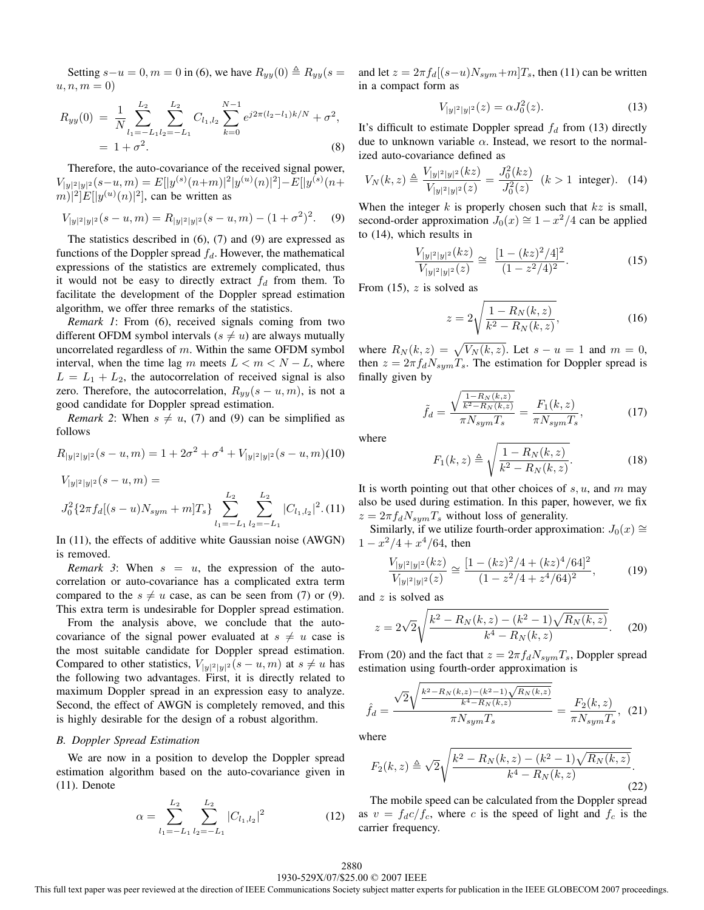Setting $s-u=0, m=0$ in (6), we have $R_{yy}(0) \triangleq R_{yy}(s=u,n,m=0)$

$$R_{yy}(0) = \frac{1}{N}\sum_{l_1=-L_1}^{L_2}\sum_{l_2=-L_1}^{L_2} C_{l_1,l_2}\sum_{k=0}^{N-1} e^{j2\pi(l_2-l_1)k/N} + \sigma^2, \\ = 1+\sigma^2. \tag{8}$$

Therefore, the auto-covariance of the received signal power, $V_{|y|^2|y|^2}(s-u,m) = E[|y^{(s)}(n+m)|^2|y^{(u)}(n)|^2] - E[|y^{(s)}(n+m)|^2]E[|y^{(u)}(n)|^2]$, can be written as

$$V_{|y|^2|y|^2}(s-u,m) = R_{|y|^2|y|^2}(s-u,m) - (1+\sigma^2)^2. \tag{9}$$

The statistics described in (6), (7) and (9) are expressed as functions of the Doppler spread $f_d$. However, the mathematical expressions of the statistics are extremely complicated, thus it would not be easy to directly extract $f_d$ from them. To facilitate the development of the Doppler spread estimation algorithm, we offer three remarks of the statistics.

*Remark 1*: From (6), received signals coming from two different OFDM symbol intervals ($s \neq u$) are always mutually uncorrelated regardless of $m$. Within the same OFDM symbol interval, when the time lag $m$ meets $L < m < N-L$, where $L = L_1 + L_2$, the autocorrelation of received signal is also zero. Therefore, the autocorrelation, $R_{yy}(s-u,m)$, is not a good candidate for Doppler spread estimation.

*Remark 2*: When $s \neq u$, (7) and (9) can be simplified as follows

$$R_{|y|^2|y|^2}(s-u,m) = 1 + 2\sigma^2 + \sigma^4 + V_{|y|^2|y|^2}(s-u,m) \tag{10}$$

$$V_{|y|^2|y|^2}(s-u,m) = \\ J_0^2\{2\pi f_d[(s-u)N_{sym}+m]T_s\}\sum_{l_1=-L_1}^{L_2}\sum_{l_2=-L_1}^{L_2}|C_{l_1,l_2}|^2. \tag{11}$$

In (11), the effects of additive white Gaussian noise (AWGN) is removed.

*Remark 3*: When $s = u$, the expression of the auto-correlation or auto-covariance has a complicated extra term compared to the $s \neq u$ case, as can be seen from (7) or (9). This extra term is undesirable for Doppler spread estimation.

From the analysis above, we conclude that the auto-covariance of the signal power evaluated at $s \neq u$ case is the most suitable candidate for Doppler spread estimation. Compared to other statistics, $V_{|y|^2|y|^2}(s-u,m)$ at $s \neq u$ has the following two advantages. First, it is directly related to maximum Doppler spread in an expression easy to analyze. Second, the effect of AWGN is completely removed, and this is highly desirable for the design of a robust algorithm.

### B. Doppler Spread Estimation

We are now in a position to develop the Doppler spread estimation algorithm based on the auto-covariance given in (11). Denote

$$\alpha = \sum_{l_1=-L_1}^{L_2}\sum_{l_2=-L_1}^{L_2}|C_{l_1,l_2}|^2 \tag{12}$$

and let $z = 2\pi f_d[(s-u)N_{sym}+m]T_s$, then (11) can be written in a compact form as

$$V_{|y|^2|y|^2}(z) = \alpha J_0^2(z). \tag{13}$$

It's difficult to estimate Doppler spread $f_d$ from (13) directly due to unknown variable $\alpha$. Instead, we resort to the normalized auto-covariance defined as

$$V_N(k,z) \triangleq \frac{V_{|y|^2|y|^2}(kz)}{V_{|y|^2|y|^2}(z)} = \frac{J_0^2(kz)}{J_0^2(z)} \quad (k > 1 \text{ integer}). \tag{14}$$

When the integer $k$ is properly chosen such that $kz$ is small, second-order approximation $J_0(x) \cong 1 - x^2/4$ can be applied to (14), which results in

$$\frac{V_{|y|^2|y|^2}(kz)}{V_{|y|^2|y|^2}(z)} \cong \frac{[1-(kz)^2/4]^2}{(1-z^2/4)^2}. \tag{15}$$

From (15), $z$ is solved as

$$z = 2\sqrt{\frac{1-R_N(k,z)}{k^2-R_N(k,z)}}, \tag{16}$$

where $R_N(k,z) = \sqrt{V_N(k,z)}$. Let $s-u=1$ and $m=0$, then $z = 2\pi f_d N_{sym} T_s$. The estimation for Doppler spread is finally given by

$$\tilde{f}_d = \frac{\sqrt{\frac{1-R_N(k,z)}{k^2-R_N(k,z)}}}{\pi N_{sym}T_s} = \frac{F_1(k,z)}{\pi N_{sym}T_s}, \tag{17}$$

where

$$F_1(k,z) \triangleq \sqrt{\frac{1-R_N(k,z)}{k^2-R_N(k,z)}}. \tag{18}$$

It is worth pointing out that other choices of $s$, $u$, and $m$ may also be used during estimation. In this paper, however, we fix $z = 2\pi f_d N_{sym} T_s$ without loss of generality.

Similarly, if we utilize fourth-order approximation: $J_0(x) \cong 1 - x^2/4 + x^4/64$, then

$$\frac{V_{|y|^2|y|^2}(kz)}{V_{|y|^2|y|^2}(z)} \cong \frac{[1-(kz)^2/4+(kz)^4/64]^2}{(1-z^2/4+z^4/64)^2}, \tag{19}$$

and $z$ is solved as

$$z = 2\sqrt{2}\sqrt{\frac{k^2-R_N(k,z)-(k^2-1)\sqrt{R_N(k,z)}}{k^4-R_N(k,z)}}. \tag{20}$$

From (20) and the fact that $z = 2\pi f_d N_{sym} T_s$, Doppler spread estimation using fourth-order approximation is

$$\hat{f}_d = \frac{\sqrt{2}\sqrt{\frac{k^2-R_N(k,z)-(k^2-1)\sqrt{R_N(k,z)}}{k^4-R_N(k,z)}}}{\pi N_{sym}T_s} = \frac{F_2(k,z)}{\pi N_{sym}T_s}, \tag{21}$$

where

$$F_2(k,z) \triangleq \sqrt{2}\sqrt{\frac{k^2-R_N(k,z)-(k^2-1)\sqrt{R_N(k,z)}}{k^4-R_N(k,z)}}. \tag{22}$$

The mobile speed can be calculated from the Doppler spread as $v = f_d c / f_c$, where $c$ is the speed of light and $f_c$ is the carrier frequency.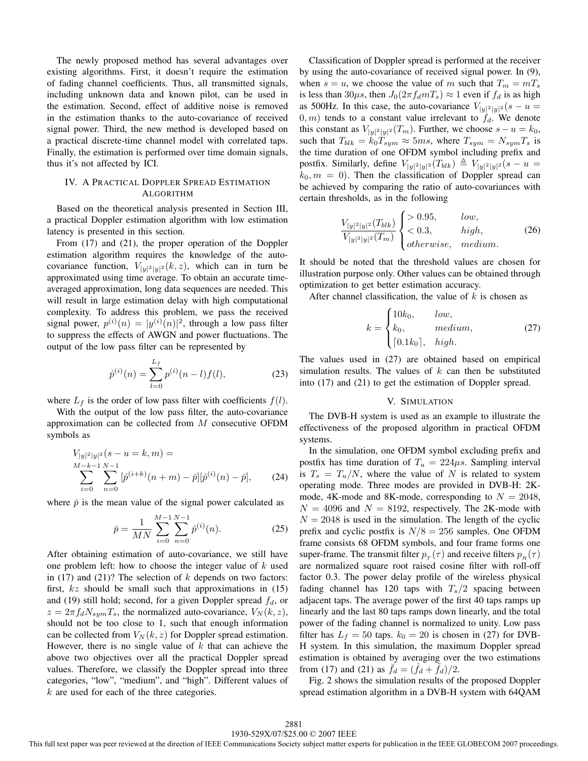The newly proposed method has several advantages over existing algorithms. First, it doesn't require the estimation of fading channel coefficients. Thus, all transmitted signals, including unknown data and known pilot, can be used in the estimation. Second, effect of additive noise is removed in the estimation thanks to the auto-covariance of received signal power. Third, the new method is developed based on a practical discrete-time channel model with correlated taps. Finally, the estimation is performed over time domain signals, thus it's not affected by ICI.

## IV. A Practical Doppler Spread Estimation Algorithm

Based on the theoretical analysis presented in Section III, a practical Doppler estimation algorithm with low estimation latency is presented in this section.

From (17) and (21), the proper operation of the Doppler estimation algorithm requires the knowledge of the auto-covariance function, $V_{|y|^2|y|^2}(k, z)$, which can in turn be approximated using time average. To obtain an accurate time-averaged approximation, long data sequences are needed. This will result in large estimation delay with high computational complexity. To address this problem, we pass the received signal power, $p^{(i)}(n) = |y^{(i)}(n)|^2$, through a low pass filter to suppress the effects of AWGN and power fluctuations. The output of the low pass filter can be represented by

$$\hat{p}^{(i)}(n) = \sum_{l=0}^{L_f} p^{(i)}(n-l)f(l), \tag{23}$$

where $L_f$ is the order of low pass filter with coefficients $f(l)$.

With the output of the low pass filter, the auto-covariance approximation can be collected from $M$ consecutive OFDM symbols as

$$V_{|y|^2|y|^2}(s-u=k, m) = \sum_{i=0}^{M-k-1} \sum_{n=0}^{N-1} [\hat{p}^{(i+k)}(n+m) - \bar{p}][\hat{p}^{(i)}(n) - \bar{p}], \tag{24}$$

where $\bar{p}$ is the mean value of the signal power calculated as

$$\bar{p} = \frac{1}{MN} \sum_{i=0}^{M-1} \sum_{n=0}^{N-1} \hat{p}^{(i)}(n). \tag{25}$$

After obtaining estimation of auto-covariance, we still have one problem left: how to choose the integer value of $k$ used in (17) and (21)? The selection of $k$ depends on two factors: first, $kz$ should be small such that approximations in (15) and (19) still hold; second, for a given Doppler spread $f_d$, or $z = 2\pi f_d N_{sym} T_s$, the normalized auto-covariance, $V_N(k, z)$, should not be too close to 1, such that enough information can be collected from $V_N(k, z)$ for Doppler spread estimation. However, there is no single value of $k$ that can achieve the above two objectives over all the practical Doppler spread values. Therefore, we classify the Doppler spread into three categories, "low", "medium", and "high". Different values of $k$ are used for each of the three categories.

Classification of Doppler spread is performed at the receiver by using the auto-covariance of received signal power. In (9), when $s = u$, we choose the value of $m$ such that $T_m = mT_s$ is less than $30\mu s$, then $J_0(2\pi f_d m T_s) \approx 1$ even if $f_d$ is as high as 500Hz. In this case, the auto-covariance $V_{|y|^2|y|^2}(s-u = 0, m)$ tends to a constant value irrelevant to $f_d$. We denote this constant as $V_{|y|^2|y|^2}(T_m)$. Further, we choose $s - u = k_0$, such that $T_{blk} = k_0 T_{sym} \approx 5ms$, where $T_{sym} = N_{sym} T_s$ is the time duration of one OFDM symbol including prefix and postfix. Similarly, define $V_{|y|^2|y|^2}(T_{blk}) \triangleq V_{|y|^2|y|^2}(s-u = k_0, m = 0)$. Then the classification of Doppler spread can be achieved by comparing the ratio of auto-covariances with certain thresholds, as in the following

$$\frac{V_{|y|^2|y|^2}(T_{blk})}{V_{|y|^2|y|^2}(T_m)} \begin{cases} > 0.95, & low, \\ < 0.3, & high, \\ otherwise, & medium. \end{cases} \tag{26}$$

It should be noted that the threshold values are chosen for illustration purpose only. Other values can be obtained through optimization to get better estimation accuracy.

After channel classification, the value of $k$ is chosen as

$$k = \begin{cases} 10k_0, & low, \\ k_0, & medium, \\ \lceil 0.1k_0 \rceil, & high. \end{cases} \tag{27}$$

The values used in (27) are obtained based on empirical simulation results. The values of $k$ can then be substituted into (17) and (21) to get the estimation of Doppler spread.

## V. Simulation

The DVB-H system is used as an example to illustrate the effectiveness of the proposed algorithm in practical OFDM systems.

In the simulation, one OFDM symbol excluding prefix and postfix has time duration of $T_u = 224\mu s$. Sampling interval is $T_s = T_u/N$, where the value of $N$ is related to system operating mode. Three modes are provided in DVB-H: 2K-mode, 4K-mode and 8K-mode, corresponding to $N = 2048$, $N = 4096$ and $N = 8192$, respectively. The 2K-mode with $N = 2048$ is used in the simulation. The length of the cyclic prefix and cyclic postfix is $N/8 = 256$ samples. One OFDM frame consists 68 OFDM symbols, and four frame forms one super-frame. The transmit filter $p_T(\tau)$ and receive filters $p_R(\tau)$ are normalized square root raised cosine filter with roll-off factor 0.3. The power delay profile of the wireless physical fading channel has 120 taps with $T_s/2$ spacing between adjacent taps. The average power of the first 40 taps ramps up linearly and the last 80 taps ramps down linearly, and the total power of the fading channel is normalized to unity. Low pass filter has $L_f = 50$ taps. $k_0 = 20$ is chosen in (27) for DVB-H system. In this simulation, the maximum Doppler spread estimation is obtained by averaging over the two estimations from (17) and (21) as $\bar{f}_d = (\hat{f}_d + \tilde{f}_d)/2$.

Fig. 2 shows the simulation results of the proposed Doppler spread estimation algorithm in a DVB-H system with 64QAM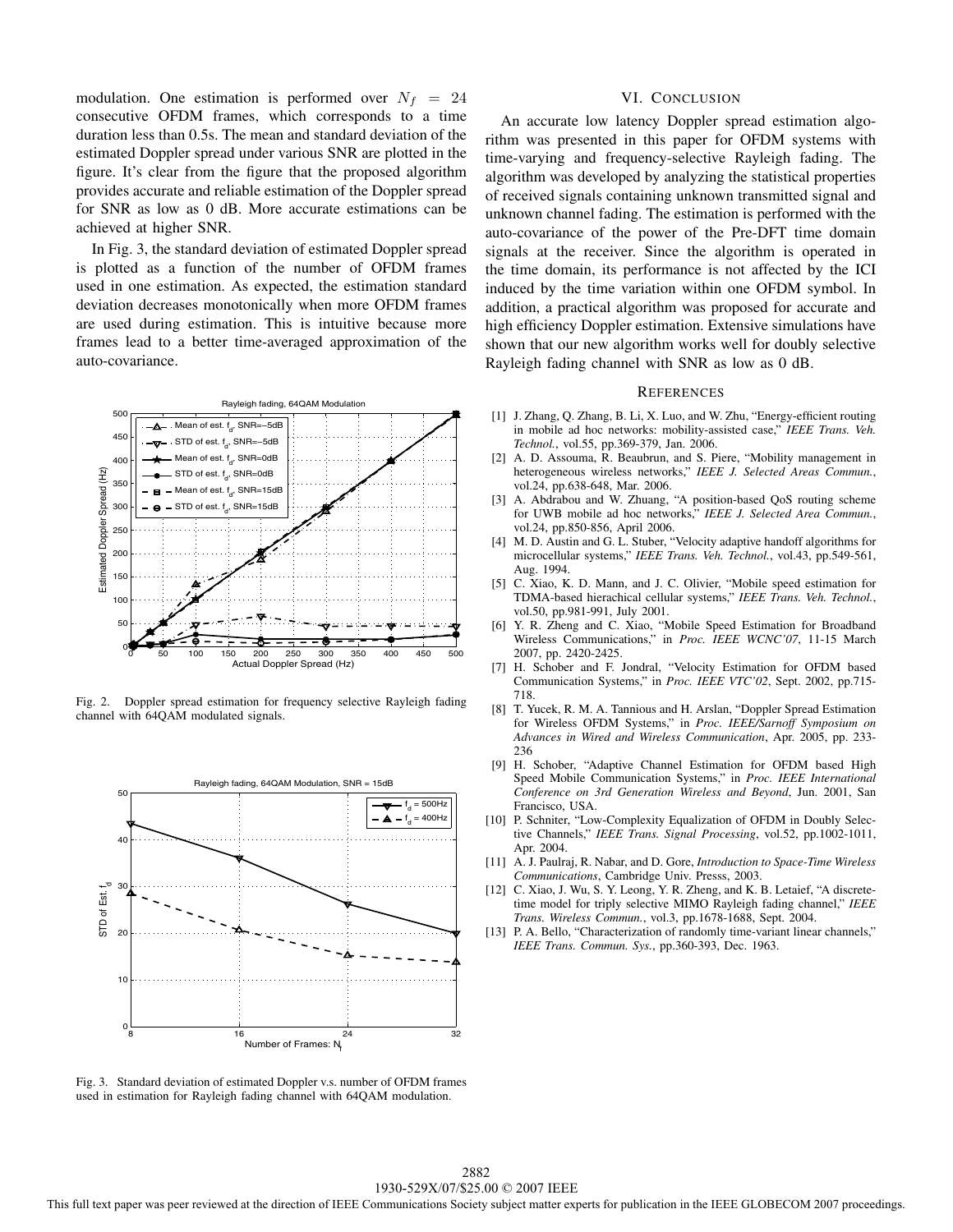modulation. One estimation is performed over $N_f = 24$ consecutive OFDM frames, which corresponds to a time duration less than 0.5s. The mean and standard deviation of the estimated Doppler spread under various SNR are plotted in the figure. It's clear from the figure that the proposed algorithm provides accurate and reliable estimation of the Doppler spread for SNR as low as 0 dB. More accurate estimations can be achieved at higher SNR.

In Fig. 3, the standard deviation of estimated Doppler spread is plotted as a function of the number of OFDM frames used in one estimation. As expected, the estimation standard deviation decreases monotonically when more OFDM frames are used during estimation. This is intuitive because more frames lead to a better time-averaged approximation of the auto-covariance.

Rayleigh fading, 64QAM Modulation

Mean of est. $f_d$, SNR=−5dB
STD of est. $f_d$, SNR=−5dB
Mean of est. $f_d$, SNR=0dB
STD of est. $f_d$, SNR=0dB
Mean of est. $f_d$, SNR=15dB
STD of est. $f_d$, SNR=15dB

Estimated Doppler Spread (Hz)

0 50 100 150 200 250 300 350 400 450 500

Actual Doppler Spread (Hz)

0 50 100 150 200 250 300 350 400 450 500

Fig. 2. Doppler spread estimation for frequency selective Rayleigh fading channel with 64QAM modulated signals.

Rayleigh fading, 64QAM Modulation, SNR = 15dB

$f_d$ = 500Hz
$f_d$ = 400Hz

STD of Est. $f_d$

0 10 20 30 40 50

Number of Frames: $N_f$

8 16 24 32

Fig. 3. Standard deviation of estimated Doppler v.s. number of OFDM frames used in estimation for Rayleigh fading channel with 64QAM modulation.

## VI. Conclusion

An accurate low latency Doppler spread estimation algorithm was presented in this paper for OFDM systems with time-varying and frequency-selective Rayleigh fading. The algorithm was developed by analyzing the statistical properties of received signals containing unknown transmitted signal and unknown channel fading. The estimation is performed with the auto-covariance of the power of the Pre-DFT time domain signals at the receiver. Since the algorithm is operated in the time domain, its performance is not affected by the ICI induced by the time variation within one OFDM symbol. In addition, a practical algorithm was proposed for accurate and high efficiency Doppler estimation. Extensive simulations have shown that our new algorithm works well for doubly selective Rayleigh fading channel with SNR as low as 0 dB.

## References

[1] J. Zhang, Q. Zhang, B. Li, X. Luo, and W. Zhu, "Energy-efficient routing in mobile ad hoc networks: mobility-assisted case," *IEEE Trans. Veh. Technol.*, vol.55, pp.369-379, Jan. 2006.

[2] A. D. Assouma, R. Beaubrun, and S. Piere, "Mobility management in heterogeneous wireless networks," *IEEE J. Selected Areas Commun.*, vol.24, pp.638-648, Mar. 2006.

[3] A. Abdrabou and W. Zhuang, "A position-based QoS routing scheme for UWB mobile ad hoc networks," *IEEE J. Selected Area Commun.*, vol.24, pp.850-856, April 2006.

[4] M. D. Austin and G. L. Stuber, "Velocity adaptive handoff algorithms for microcellular systems," *IEEE Trans. Veh. Technol.*, vol.43, pp.549-561, Aug. 1994.

[5] C. Xiao, K. D. Mann, and J. C. Olivier, "Mobile speed estimation for TDMA-based hierachical cellular systems," *IEEE Trans. Veh. Technol.*, vol.50, pp.981-991, July 2001.

[6] Y. R. Zheng and C. Xiao, "Mobile Speed Estimation for Broadband Wireless Communications," in *Proc. IEEE WCNC'07*, 11-15 March 2007, pp. 2420-2425.

[7] H. Schober and F. Jondral, "Velocity Estimation for OFDM based Communication Systems," in *Proc. IEEE VTC'02*, Sept. 2002, pp.715-718.

[8] T. Yucek, R. M. A. Tannious and H. Arslan, "Doppler Spread Estimation for Wireless OFDM Systems," in *Proc. IEEE/Sarnoff Symposium on Advances in Wired and Wireless Communication*, Apr. 2005, pp. 233-236

[9] H. Schober, "Adaptive Channel Estimation for OFDM based High Speed Mobile Communication Systems," in *Proc. IEEE International Conference on 3rd Generation Wireless and Beyond*, Jun. 2001, San Francisco, USA.

[10] P. Schniter, "Low-Complexity Equalization of OFDM in Doubly Selective Channels," *IEEE Trans. Signal Processing*, vol.52, pp.1002-1011, Apr. 2004.

[11] A. J. Paulraj, R. Nabar, and D. Gore, *Introduction to Space-Time Wireless Communications*, Cambridge Univ. Presss, 2003.

[12] C. Xiao, J. Wu, S. Y. Leong, Y. R. Zheng, and K. B. Letaief, "A discrete-time model for triply selective MIMO Rayleigh fading channel," *IEEE Trans. Wireless Commun.*, vol.3, pp.1678-1688, Sept. 2004.

[13] P. A. Bello, "Characterization of randomly time-variant linear channels," *IEEE Trans. Commun. Sys.*, pp.360-393, Dec. 1963.